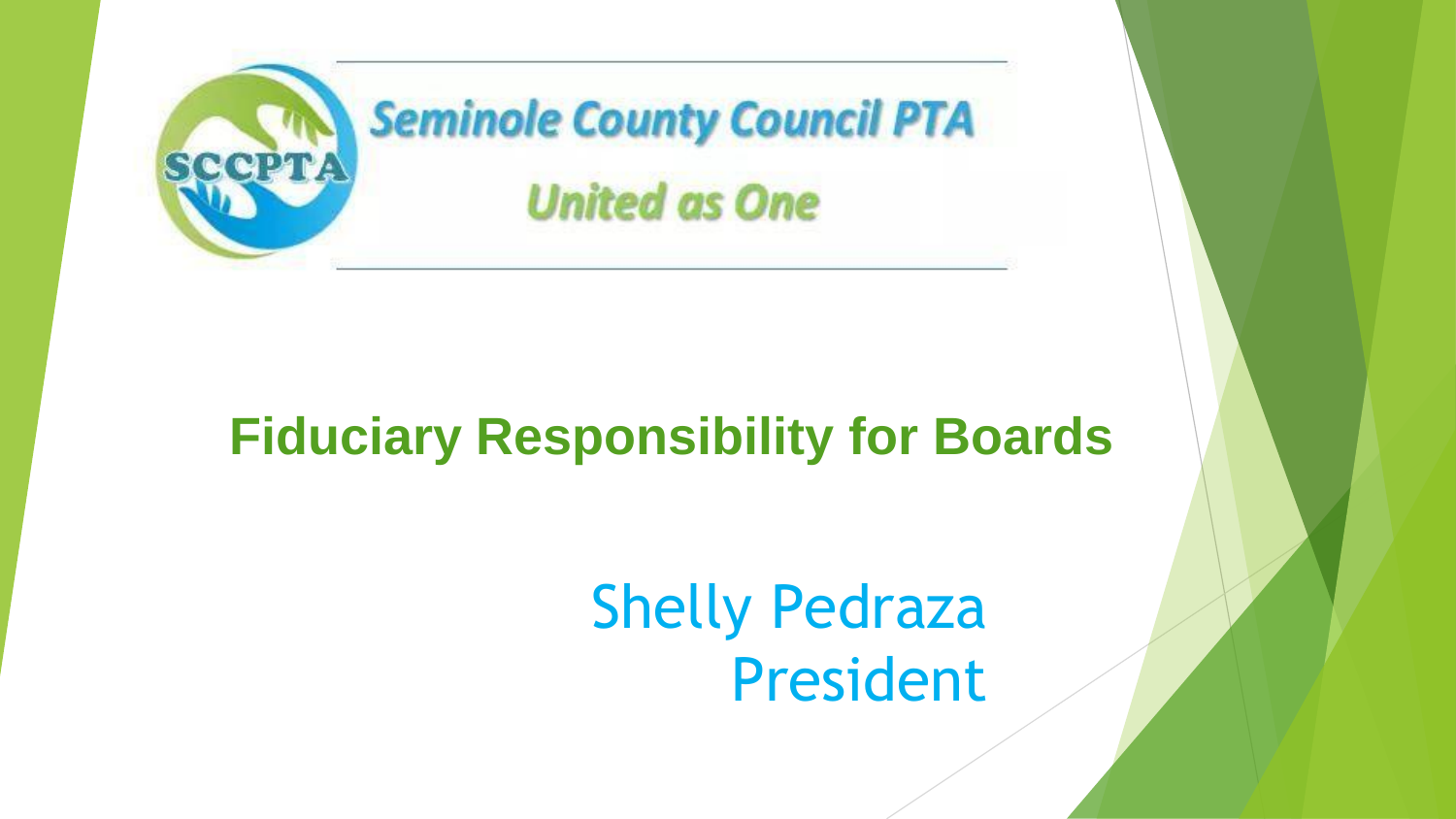SCCPTA

Seminole County Council PTA

*United as One*

# Fiduciary Responsibility for Boards

Shelly Pedraza
President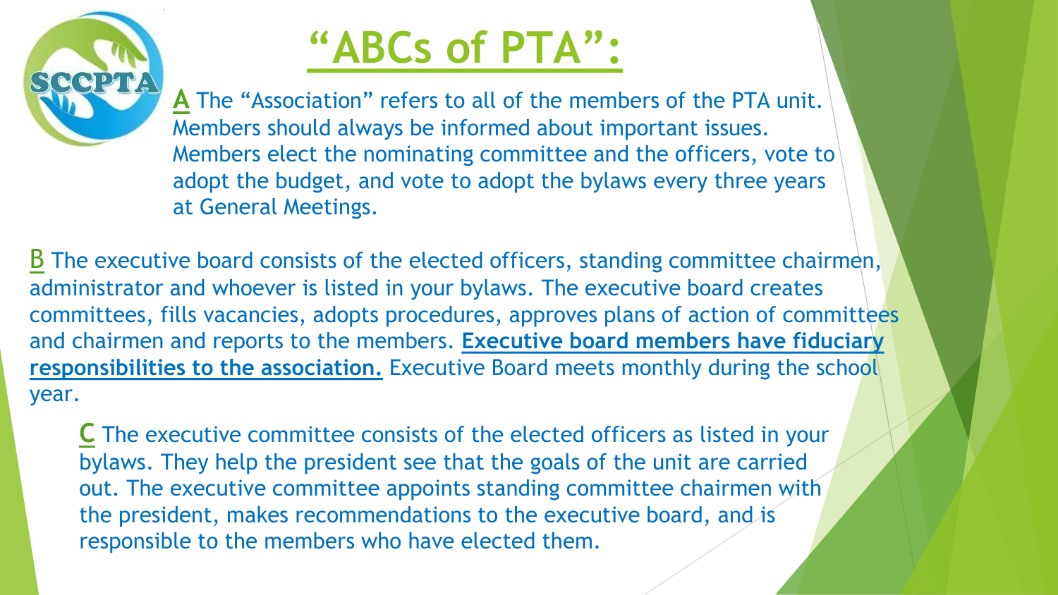# "ABCs of PTA":

**A** The "Association" refers to all of the members of the PTA unit. Members should always be informed about important issues. Members elect the nominating committee and the officers, vote to adopt the budget, and vote to adopt the bylaws every three years at General Meetings.

**B** The executive board consists of the elected officers, standing committee chairmen, administrator and whoever is listed in your bylaws. The executive board creates committees, fills vacancies, adopts procedures, approves plans of action of committees and chairmen and reports to the members. **Executive board members have fiduciary responsibilities to the association.** Executive Board meets monthly during the school year.

**C** The executive committee consists of the elected officers as listed in your bylaws. They help the president see that the goals of the unit are carried out. The executive committee appoints standing committee chairmen with the president, makes recommendations to the executive board, and is responsible to the members who have elected them.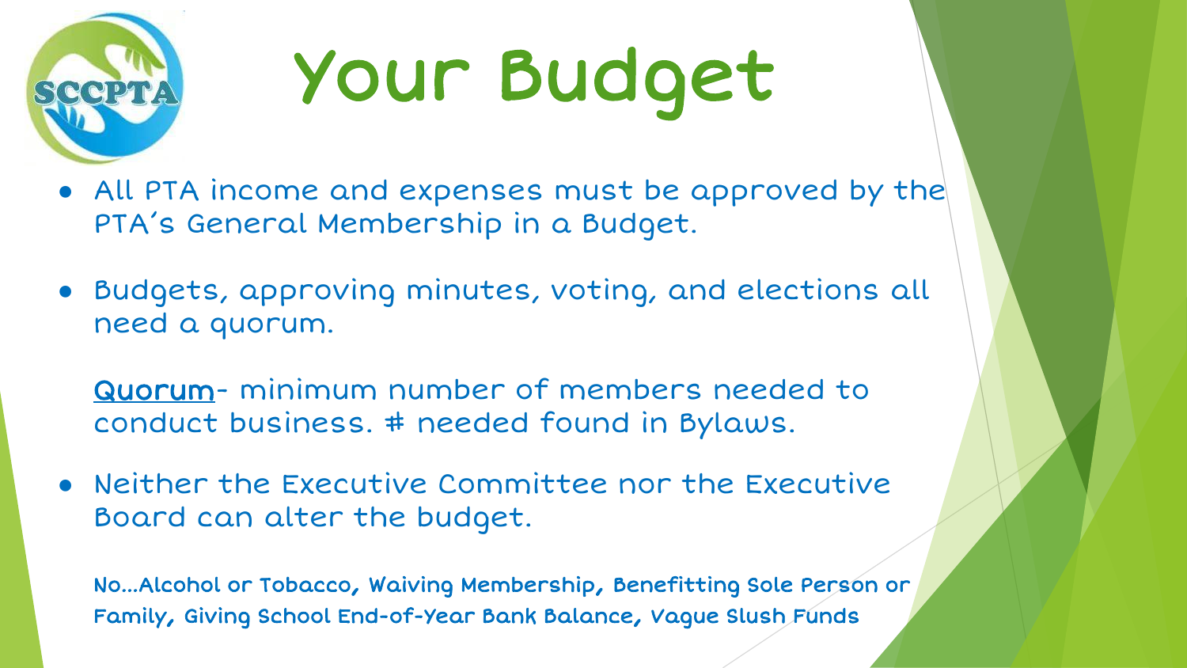# Your Budget

- All PTA income and expenses must be approved by the PTA's General Membership in a Budget.
- Budgets, approving minutes, voting, and elections all need a quorum.

  <u>Quorum</u>- minimum number of members needed to conduct business. # needed found in Bylaws.

- Neither the Executive Committee nor the Executive Board can alter the budget.

  **No…Alcohol or Tobacco, Waiving Membership, Benefitting Sole Person or Family, Giving School End-of-Year Bank Balance, Vague Slush Funds**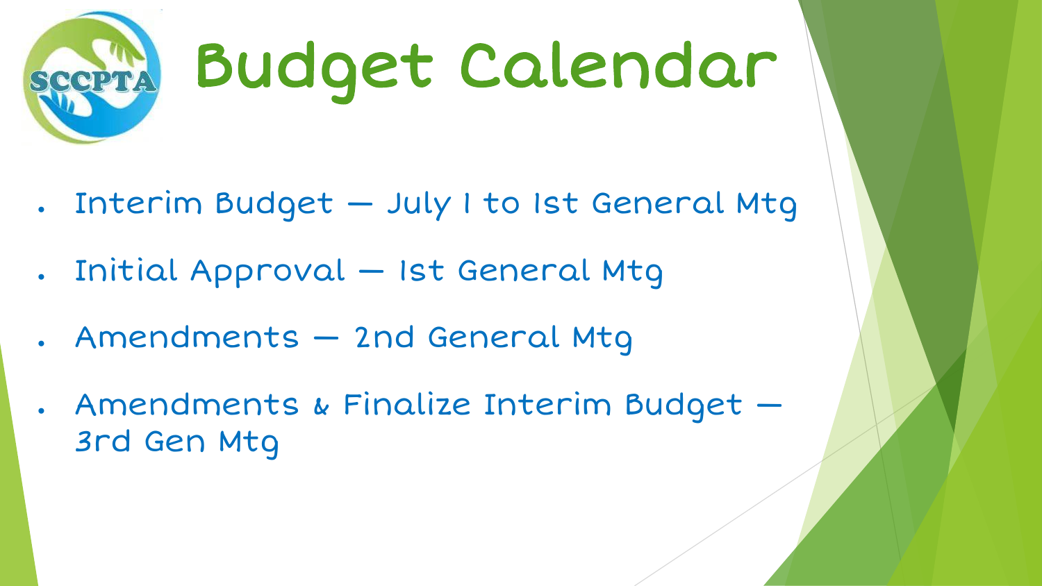# Budget Calendar

- Interim Budget – July 1 to 1st General Mtg
- Initial Approval – 1st General Mtg
- Amendments – 2nd General Mtg
- Amendments & Finalize Interim Budget – 3rd Gen Mtg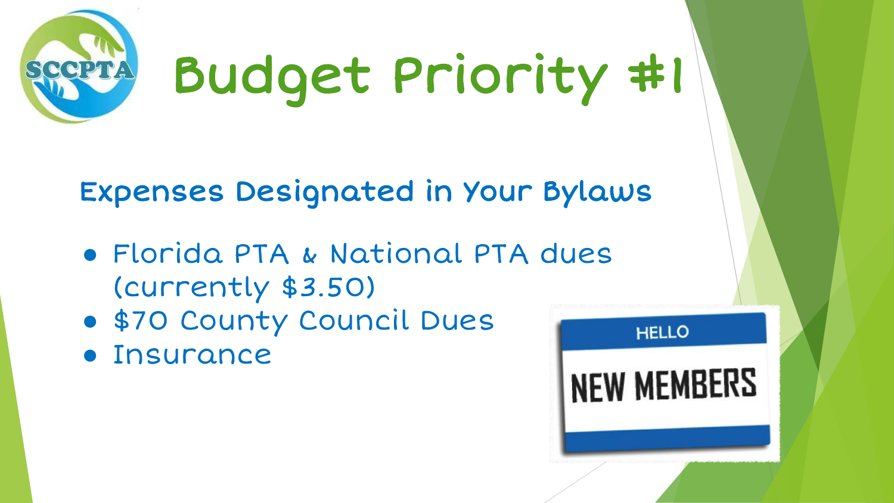# Budget Priority #1

## Expenses Designated in Your Bylaws

- Florida PTA & National PTA dues (currently $3.50)
- $70 County Council Dues
- Insurance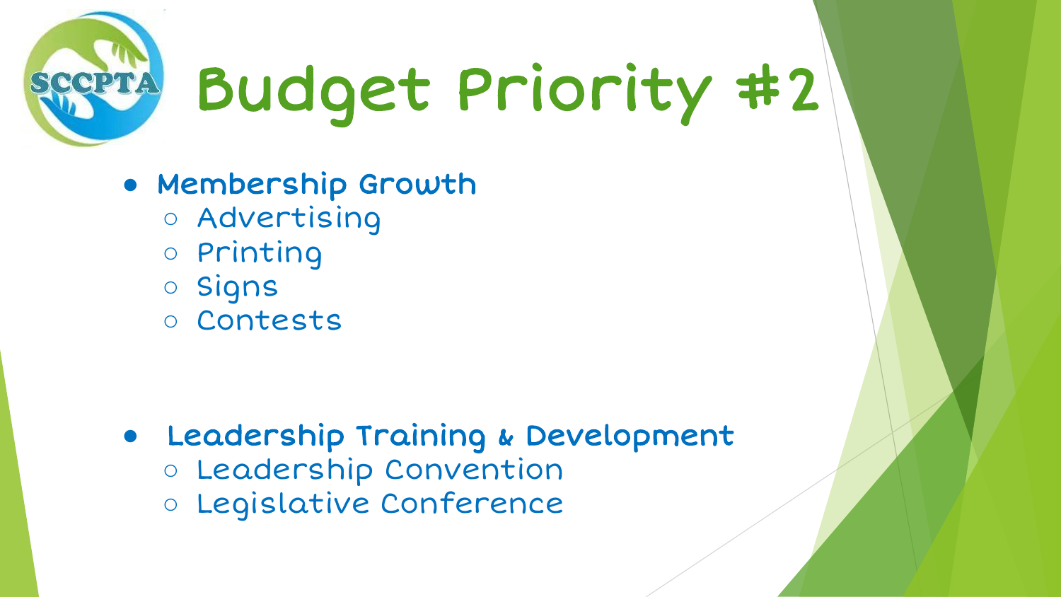# Budget Priority #2

- **Membership Growth**
  - Advertising
  - Printing
  - Signs
  - Contests

- **Leadership Training & Development**
  - Leadership Convention
  - Legislative Conference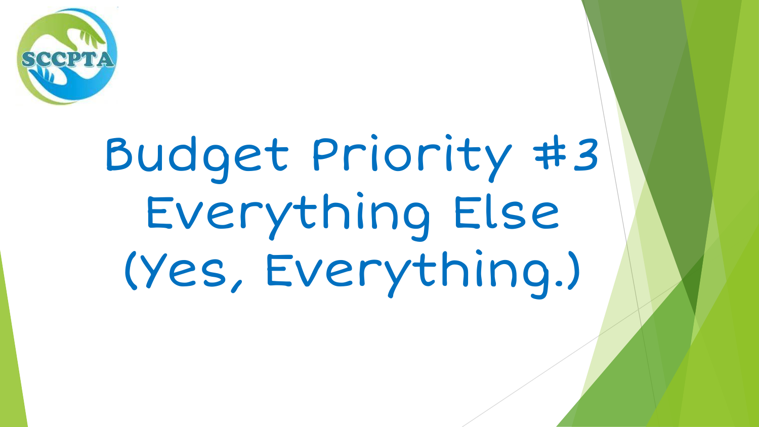SCCPTA

# Budget Priority #3 Everything Else (Yes, Everything.)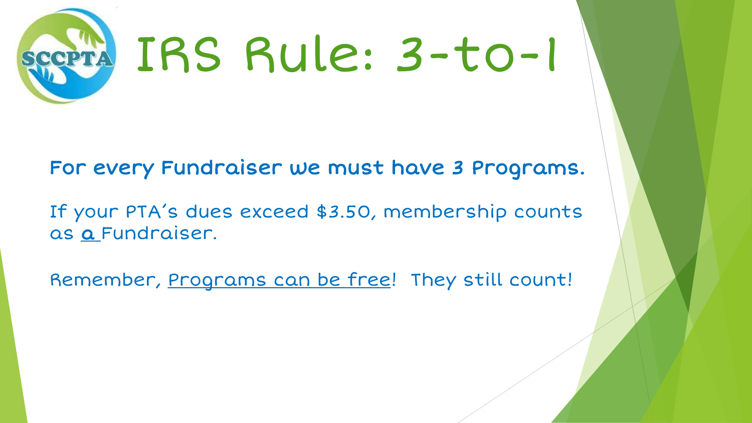# IRS Rule: 3-to-1

**For every Fundraiser we must have 3 Programs.**

If your PTA's dues exceed $3.50, membership counts as <u>a</u> Fundraiser.

Remember, <u>Programs can be free</u>! They still count!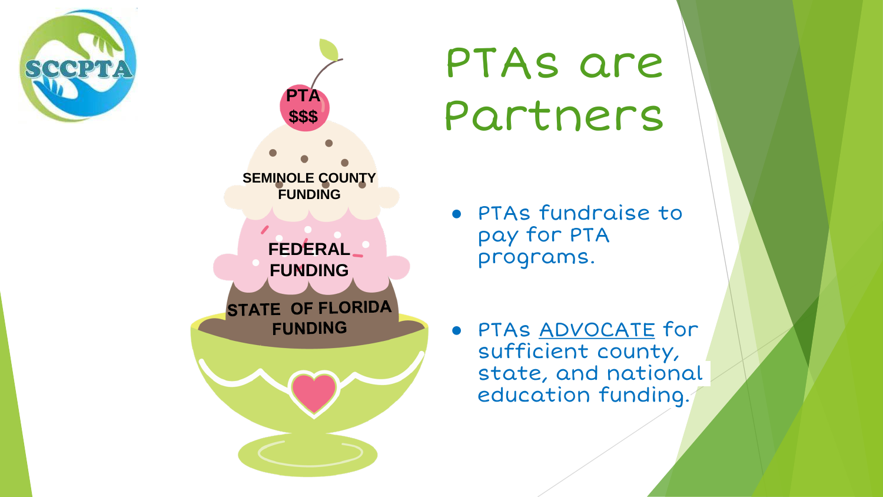SCCPTA

PTA
$$$

SEMINOLE COUNTY FUNDING

FEDERAL FUNDING

STATE OF FLORIDA FUNDING

# PTAs are Partners

- PTAs fundraise to pay for PTA programs.
- PTAs ADVOCATE for sufficient county, state, and national education funding.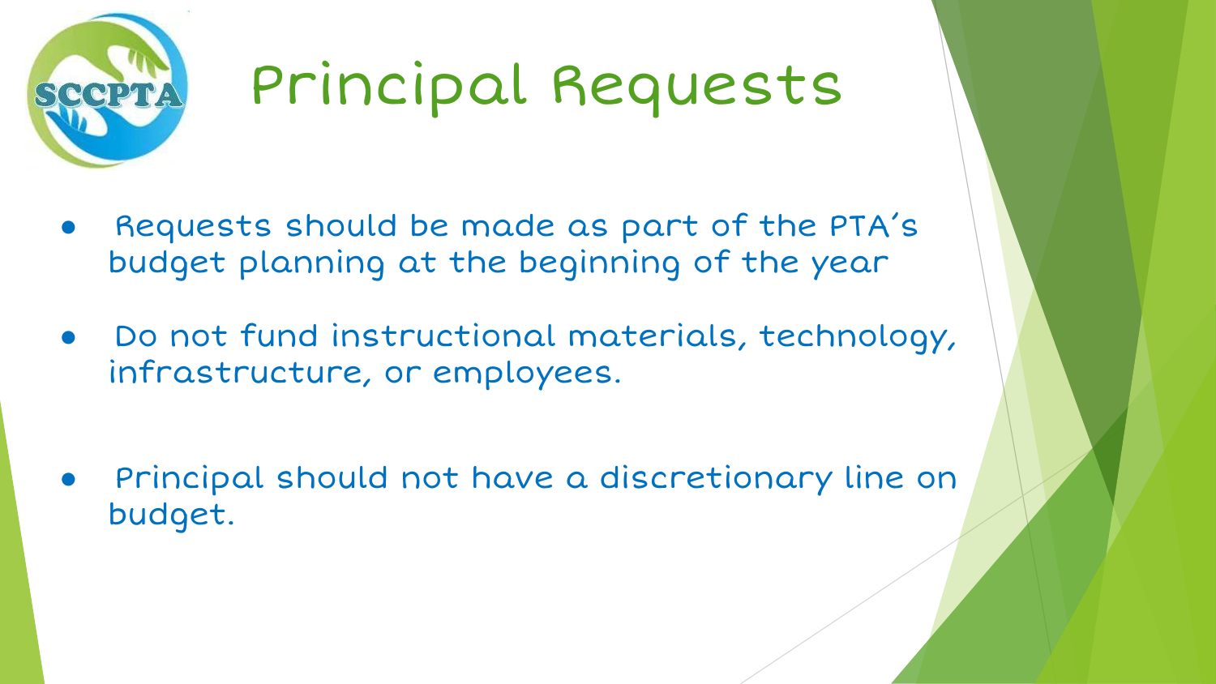# Principal Requests

- Requests should be made as part of the PTA's budget planning at the beginning of the year
- Do not fund instructional materials, technology, infrastructure, or employees.
- Principal should not have a discretionary line on budget.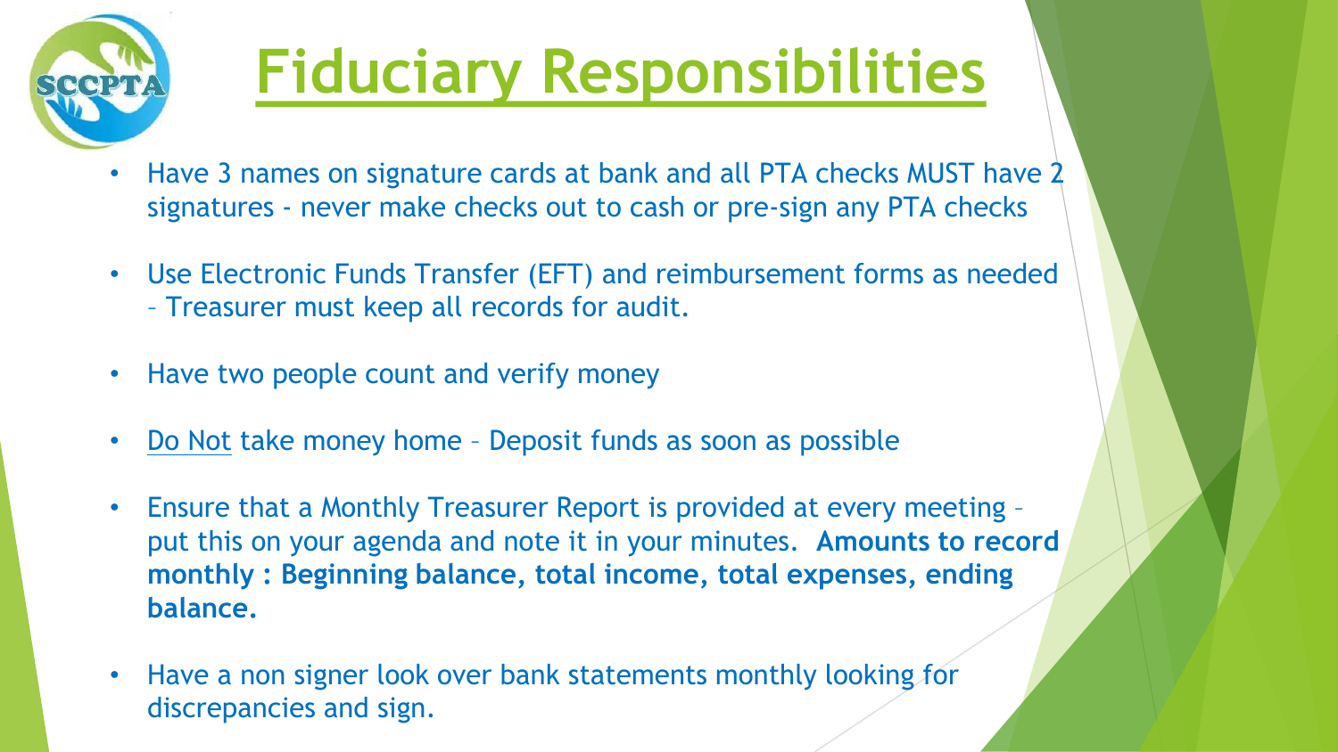# Fiduciary Responsibilities

- Have 3 names on signature cards at bank and all PTA checks MUST have 2 signatures - never make checks out to cash or pre-sign any PTA checks
- Use Electronic Funds Transfer (EFT) and reimbursement forms as needed – Treasurer must keep all records for audit.
- Have two people count and verify money
- <u>Do Not</u> take money home – Deposit funds as soon as possible
- Ensure that a Monthly Treasurer Report is provided at every meeting – put this on your agenda and note it in your minutes. **Amounts to record monthly : Beginning balance, total income, total expenses, ending balance.**
- Have a non signer look over bank statements monthly looking for discrepancies and sign.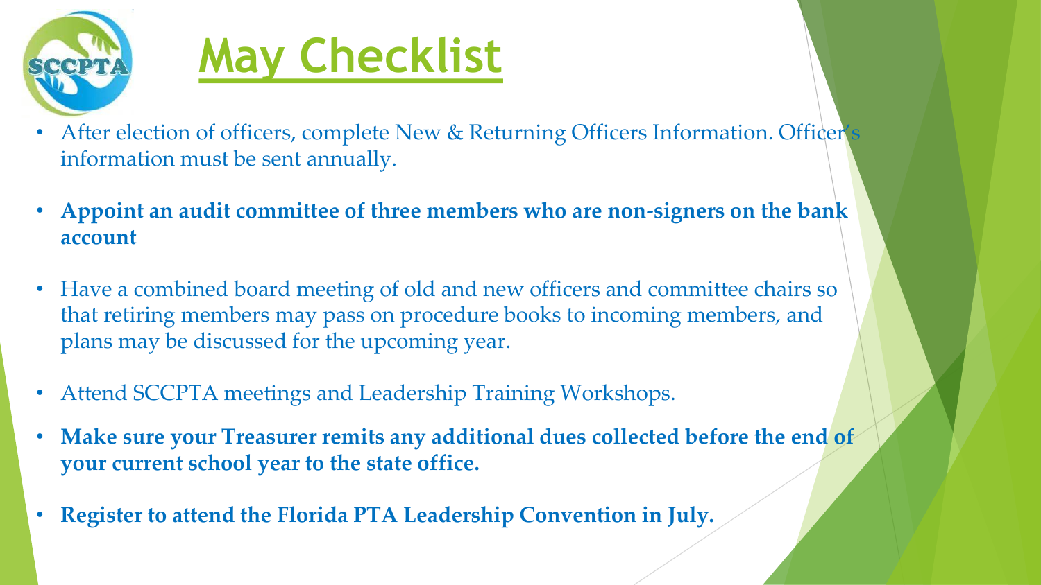# May Checklist

- After election of officers, complete New & Returning Officers Information. Officer's information must be sent annually.
- **Appoint an audit committee of three members who are non-signers on the bank account**
- Have a combined board meeting of old and new officers and committee chairs so that retiring members may pass on procedure books to incoming members, and plans may be discussed for the upcoming year.
- Attend SCCPTA meetings and Leadership Training Workshops.
- **Make sure your Treasurer remits any additional dues collected before the end of your current school year to the state office.**
- **Register to attend the Florida PTA Leadership Convention in July.**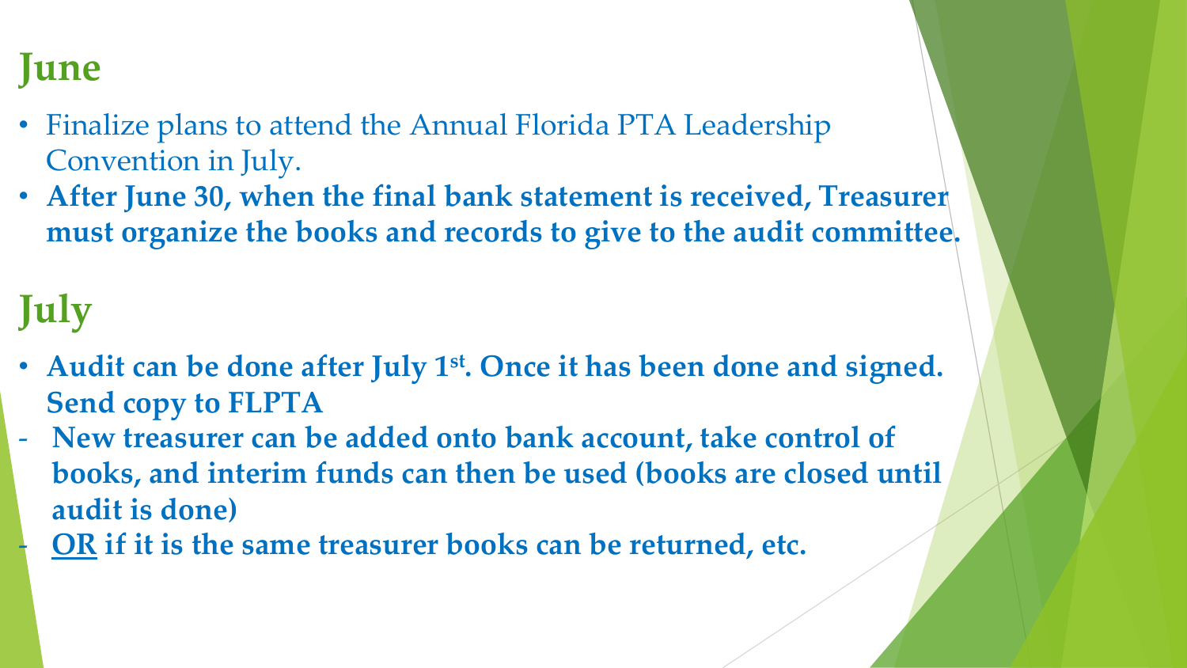## June

- Finalize plans to attend the Annual Florida PTA Leadership Convention in July.
- **After June 30, when the final bank statement is received, Treasurer must organize the books and records to give to the audit committee.**

## July

- **Audit can be done after July 1st. Once it has been done and signed. Send copy to FLPTA**

- **New treasurer can be added onto bank account, take control of books, and interim funds can then be used (books are closed until audit is done)**
- **<u>OR</u> if it is the same treasurer books can be returned, etc.**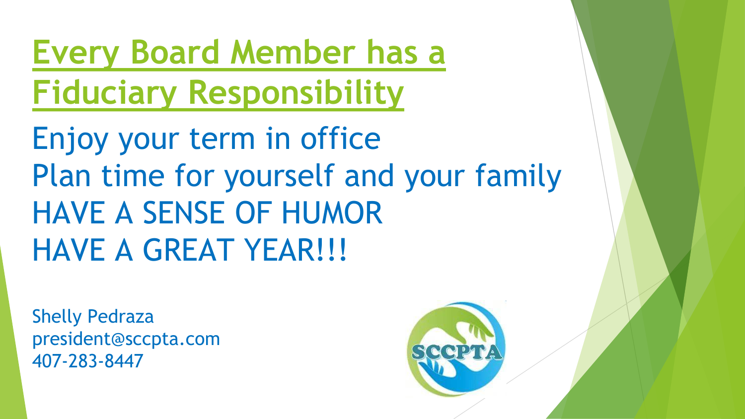# Every Board Member has a Fiduciary Responsibility

Enjoy your term in office
Plan time for yourself and your family
HAVE A SENSE OF HUMOR
HAVE A GREAT YEAR!!!

Shelly Pedraza
president@sccpta.com
407-283-8447

SCCPTA